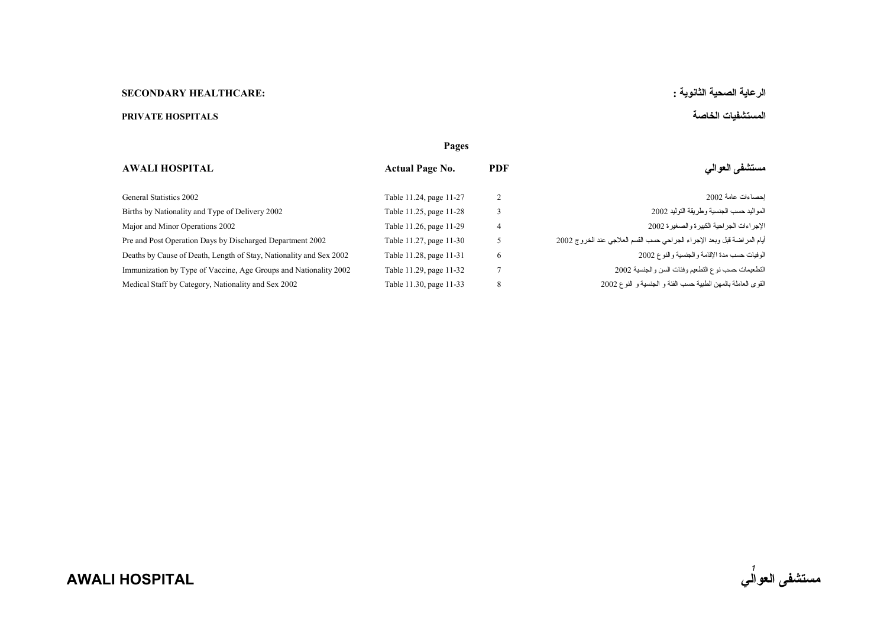**SECONDARY HEALTHCARE:** **الرعاية الصحية الثانوية :**

**PRIVATE HOSPITALS** **المستشفيات الخاصة**

| **AWALI HOSPITAL** | **Pages** | | **مستشفى العوالي** |
|---|---|---|---|
| | **Actual Page No.** | **PDF** | |
| General Statistics 2002 | Table 11.24, page 11-27 | 2 | إحصاءات عامة 2002 |
| Births by Nationality and Type of Delivery 2002 | Table 11.25, page 11-28 | 3 | المواليد حسب الجنسية وطريقة التوليد 2002 |
| Major and Minor Operations 2002 | Table 11.26, page 11-29 | 4 | الإجراءات الجراحية الكبيرة والصغيرة 2002 |
| Pre and Post Operation Days by Discharged Department 2002 | Table 11.27, page 11-30 | 5 | أيام المراضة قبل وبعد الإجراء الجراحي حسب القسم العلاجي عند الخروج 2002 |
| Deaths by Cause of Death, Length of Stay, Nationality and Sex 2002 | Table 11.28, page 11-31 | 6 | الوفيات حسب مدة الإقامة والجنسية والنوع 2002 |
| Immunization by Type of Vaccine, Age Groups and Nationality 2002 | Table 11.29, page 11-32 | 7 | التطعيمات حسب نوع التطعيم وفئات السن والجنسية 2002 |
| Medical Staff by Category, Nationality and Sex 2002 | Table 11.30, page 11-33 | 8 | القوى العاملة بالمهن الطبية حسب الفئة و الجنسية و النوع 2002 |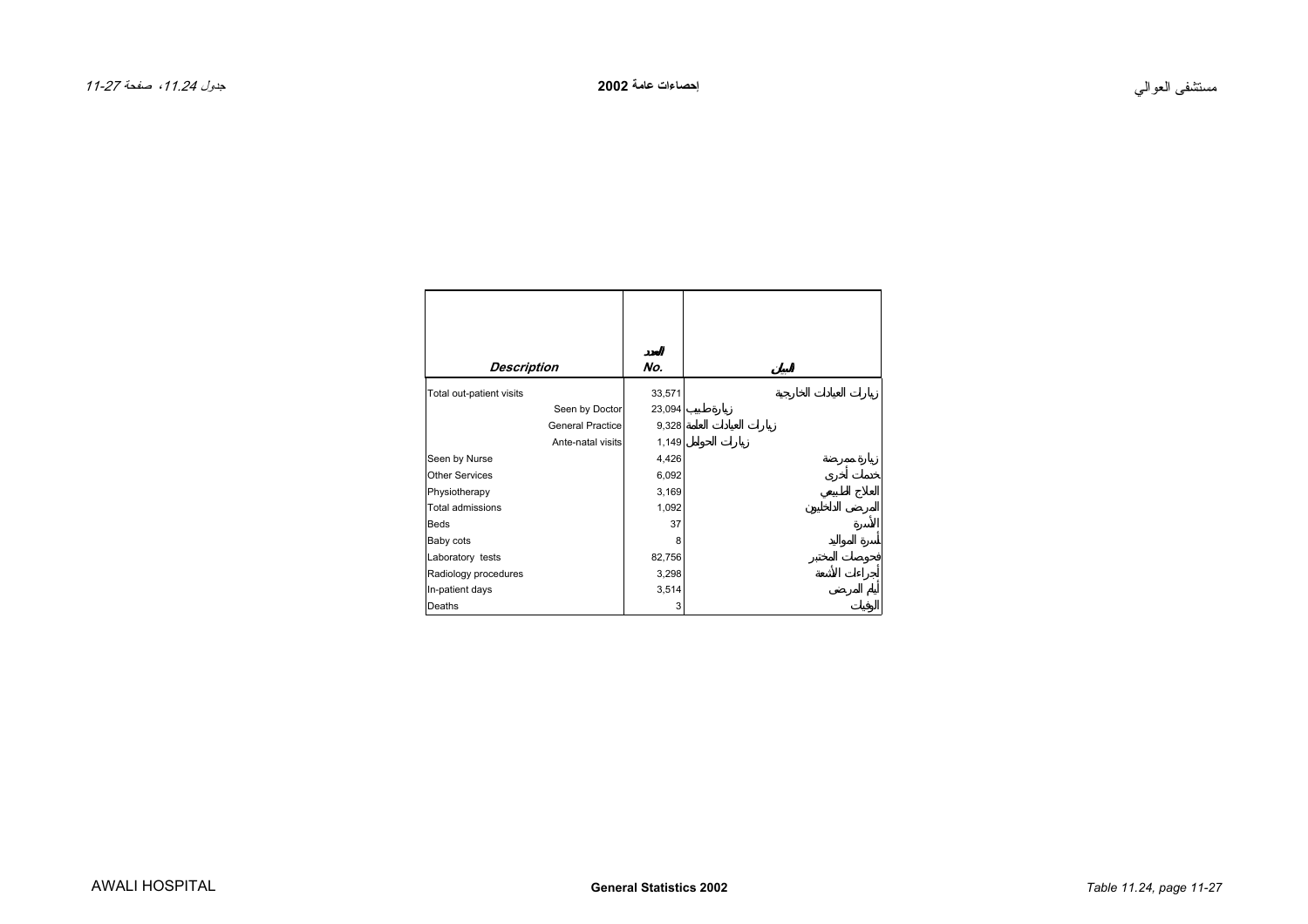| *Description* | العدد *No.* | البيان |
|---|---|---|
| Total out-patient visits | 33,571 | زيارات العيادات الخارجية |
| Seen by Doctor | 23,094 | زيارة طبيب |
| General Practice | 9,328 | زيارات العيادات العامة |
| Ante-natal visits | 1,149 | زيارات الحوامل |
| Seen by Nurse | 4,426 | زيارة ممرضة |
| Other Services | 6,092 | خدمات أخرى |
| Physiotherapy | 3,169 | العلاج الطبيعي |
| Total admissions | 1,092 | المرضى الداخليون |
| Beds | 37 | الأسرة |
| Baby cots | 8 | أسرة المواليد |
| Laboratory tests | 82,756 | فحوصات المختبر |
| Radiology procedures | 3,298 | أجراءات الأشعة |
| In-patient days | 3,514 | أيام المرضى |
| Deaths | 3 | الوفيات |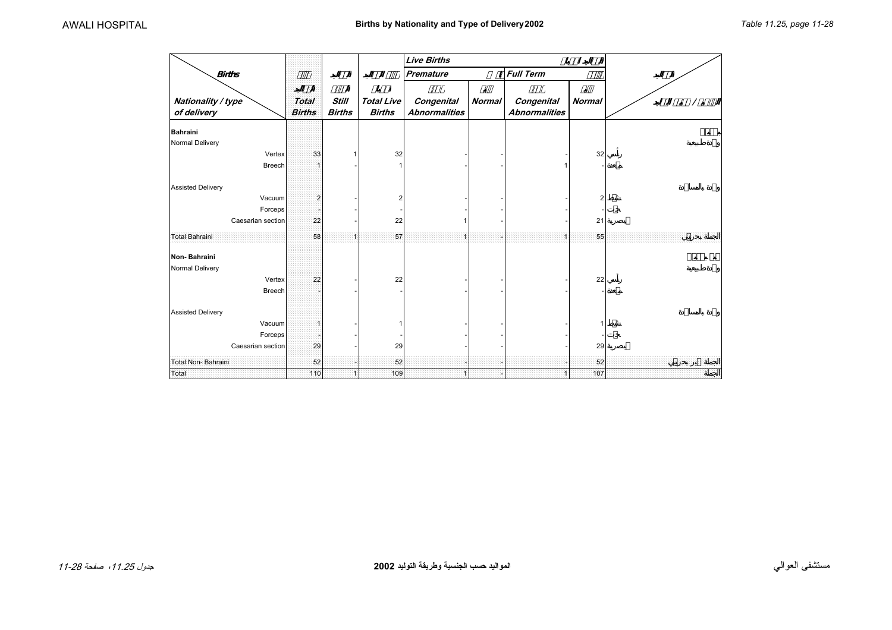# Births by Nationality and Type of Delivery 2002

| Births / Nationality / type of delivery | Total Births | Still Births | Total Live Births | Live Births: Premature: Congenital Abnormalities | Live Births: Premature: Normal | Live Births: Full Term: Congenital Abnormalities | Live Births: Full Term: Normal | |
|---|---|---|---|---|---|---|---|---|
| **Bahraini** | | | | | | | | |
| Normal Delivery | | | | | | | | وضعة طبيعية |
| Vertex | 33 | 1 | 32 | - | - | - | 32 | رأسي |
| Breech | 1 | - | 1 | - | - | 1 | - | مقعدة |
| Assisted Delivery | | | | | | | | وضعة بالمساعدة |
| Vacuum | 2 | - | 2 | - | - | - | 2 | شفط |
| Forceps | - | - | - | - | - | - | - | جفت |
| Caesarian section | 22 | - | 22 | 1 | - | - | 21 | قيصرية |
| Total Bahraini | 58 | 1 | 57 | 1 | - | 1 | 55 | الجملة بحريني |
| **Non- Bahraini** | | | | | | | | |
| Normal Delivery | | | | | | | | وضعة طبيعية |
| Vertex | 22 | - | 22 | - | - | - | 22 | رأسي |
| Breech | - | - | - | - | - | - | - | مقعدة |
| Assisted Delivery | | | | | | | | وضعة بالمساعدة |
| Vacuum | 1 | - | 1 | - | - | - | 1 | شفط |
| Forceps | - | - | - | - | - | - | - | جفت |
| Caesarian section | 29 | - | 29 | - | - | - | 29 | قيصرية |
| Total Non- Bahraini | 52 | - | 52 | - | - | - | 52 | الجملة غير بحريني |
| Total | 110 | 1 | 109 | 1 | - | 1 | 107 | الجملة |

المواليد حسب الجنسية وطريقة التوليد 2002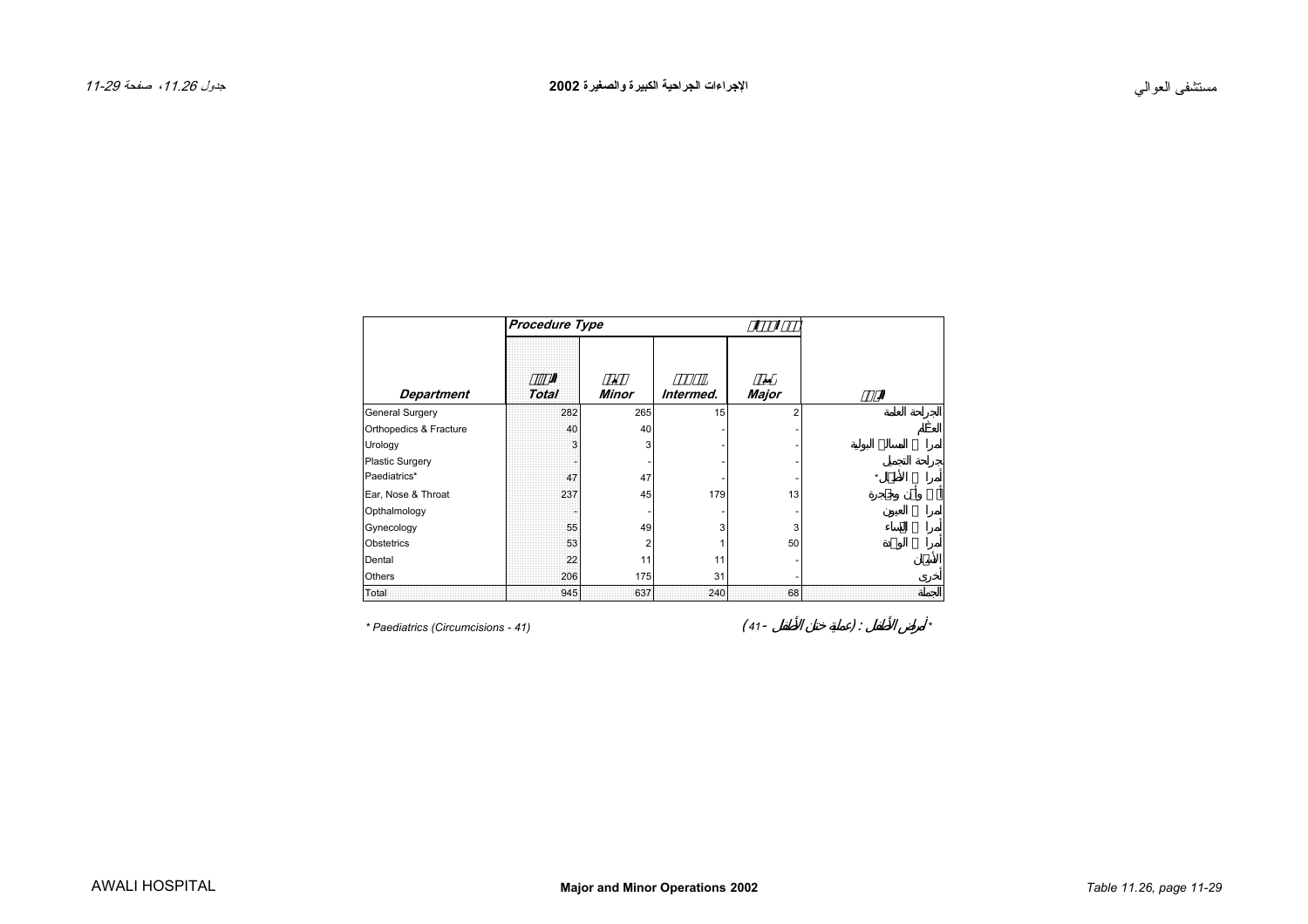| Department | Procedure Type | | | | |
|---|---|---|---|---|---|
| | Total | Minor | Intermed. | Major | |
| General Surgery | 282 | 265 | 15 | 2 | الجراحة العامة |
| Orthopedics & Fracture | 40 | 40 | - | - | العظام |
| Urology | 3 | 3 | - | - | أمراض المسالك البولية |
| Plastic Surgery | - | - | - | - | جراحة التجميل |
| Paediatrics* | 47 | 47 | - | - | أمراض الأطفال* |
| Ear, Nose & Throat | 237 | 45 | 179 | 13 | أنف وأذن وحنجرة |
| Opthalmology | - | - | - | - | أمراض العيون |
| Gynecology | 55 | 49 | 3 | 3 | أمراض النساء |
| Obstetrics | 53 | 2 | 1 | 50 | أمراض الولادة |
| Dental | 22 | 11 | 11 | - | الأسنان |
| Others | 206 | 175 | 31 | - | أخرى |
| Total | 945 | 637 | 240 | 68 | الجملة |

\* Paediatrics (Circumcisions - 41)

\* أمراض الأطفال : (عملية ختان الأطفال - 41)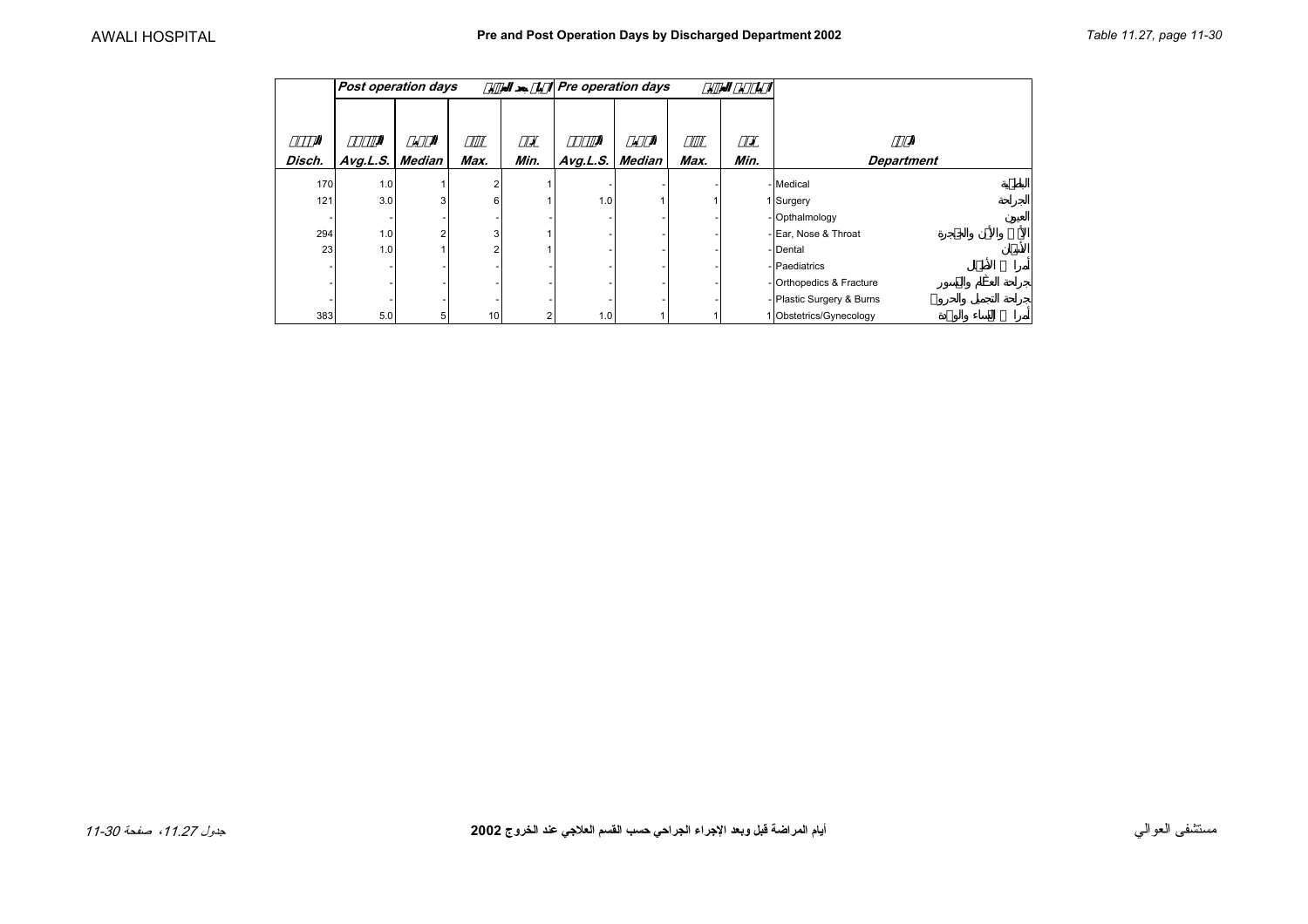# Pre and Post Operation Days by Discharged Department 2002

| | Post operation days | | | | Pre operation days | | | | | |
|---|---|---|---|---|---|---|---|---|---|---|
| Disch. | Avg.L.S. | Median | Max. | Min. | Avg.L.S. | Median | Max. | Min. | Department | |
| 170 | 1.0 | 1 | 2 | 1 | - | - | - | - | Medical | الباطنية |
| 121 | 3.0 | 3 | 6 | 1 | 1.0 | 1 | 1 | 1 | Surgery | الجراحة |
| - | - | - | - | - | - | - | - | - | Opthalmology | العيون |
| 294 | 1.0 | 2 | 3 | 1 | - | - | - | - | Ear, Nose & Throat | الأنف والأذن والحنجرة |
| 23 | 1.0 | 1 | 2 | 1 | - | - | - | - | Dental | الأسنان |
| - | - | - | - | - | - | - | - | - | Paediatrics | أمراض الأطفال |
| - | - | - | - | - | - | - | - | - | Orthopedics & Fracture | جراحة العظام والكسور |
| - | - | - | - | - | - | - | - | - | Plastic Surgery & Burns | جراحة التجميل والحروق |
| 383 | 5.0 | 5 | 10 | 2 | 1.0 | 1 | 1 | 1 | Obstetrics/Gynecology | أمراض النساء والولادة |

أيام المراضة قبل وبعد الإجراء الجراحي حسب القسم العلاجي عند الخروج 2002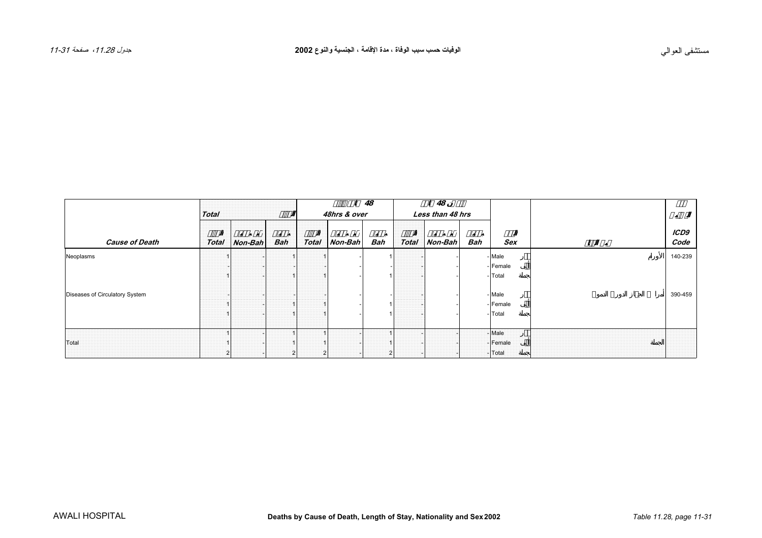مستشفى العوالي

# الوفيات حسب سبب الوفاة ، مدة الإقامة ، الجنسية والنوع 2002

جدول 11.28، صفحة 11-31

| Cause of Death | Total | | | 48hrs & over | | | Less than 48 hrs | | | Sex | | ICD9 Code |
|---|---|---|---|---|---|---|---|---|---|---|---|---|
| | Total | Non-Bah | Bah | Total | Non-Bah | Bah | Total | Non-Bah | Bah | Sex | | ICD9 Code |
| Neoplasms | 1 | - | 1 | 1 | - | 1 | - | - | - | Male | الأورام | 140-239 |
| | - | - | - | - | - | - | - | - | - | Female | | |
| | 1 | - | 1 | 1 | - | 1 | - | - | - | Total | | |
| Diseases of Circulatory System | - | - | - | - | - | - | - | - | - | Male | أمراض الجهاز الدوري الدموي | 390-459 |
| | 1 | - | 1 | 1 | - | 1 | - | - | - | Female | | |
| | 1 | - | 1 | 1 | - | 1 | - | - | - | Total | | |
| Total | 1 | - | 1 | 1 | - | 1 | - | - | - | Male | الجملة | |
| | 1 | - | 1 | 1 | - | 1 | - | - | - | Female | | |
| | 2 | - | 2 | 2 | - | 2 | - | - | - | Total | | |

AWALI HOSPITAL

Deaths by Cause of Death, Length of Stay, Nationality and Sex 2002

Table 11.28, page 11-31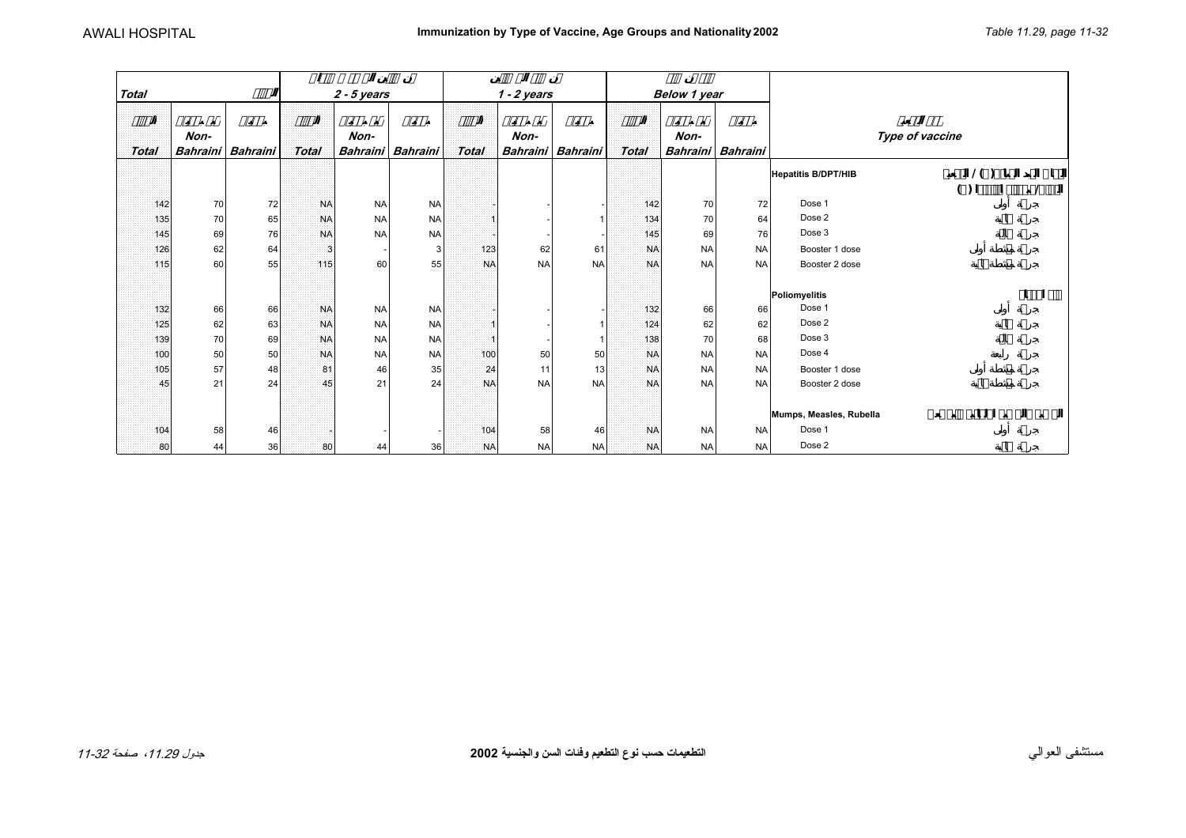# Immunization by Type of Vaccine, Age Groups and Nationality 2002

AWALI HOSPITAL

| Total | | | 2 - 5 years | | | 1 - 2 years | | | Below 1 year | | | Type of vaccine |
|---|---|---|---|---|---|---|---|---|---|---|---|---|
| Total | Non-Bahraini | Bahraini | Total | Non-Bahraini | Bahraini | Total | Non-Bahraini | Bahraini | Total | Non-Bahraini | Bahraini | |
| | | | | | | | | | | | | **Hepatitis B/DPT/HIB** |
| 142 | 70 | 72 | NA | NA | NA | - | - | - | 142 | 70 | 72 | Dose 1 جرعة أولى |
| 135 | 70 | 65 | NA | NA | NA | 1 | - | 1 | 134 | 70 | 64 | Dose 2 جرعة ثانية |
| 145 | 69 | 76 | NA | NA | NA | - | - | - | 145 | 69 | 76 | Dose 3 جرعة ثالثة |
| 126 | 62 | 64 | 3 | - | 3 | 123 | 62 | 61 | NA | NA | NA | Booster 1 dose جرعة منشطة أولى |
| 115 | 60 | 55 | 115 | 60 | 55 | NA | NA | NA | NA | NA | NA | Booster 2 dose جرعة منشطة ثانية |
| | | | | | | | | | | | | **Poliomyelitis** |
| 132 | 66 | 66 | NA | NA | NA | - | - | - | 132 | 66 | 66 | Dose 1 جرعة أولى |
| 125 | 62 | 63 | NA | NA | NA | 1 | - | 1 | 124 | 62 | 62 | Dose 2 جرعة ثانية |
| 139 | 70 | 69 | NA | NA | NA | 1 | - | 1 | 138 | 70 | 68 | Dose 3 جرعة ثالثة |
| 100 | 50 | 50 | NA | NA | NA | 100 | 50 | 50 | NA | NA | NA | Dose 4 جرعة رابعة |
| 105 | 57 | 48 | 81 | 46 | 35 | 24 | 11 | 13 | NA | NA | NA | Booster 1 dose جرعة منشطة أولى |
| 45 | 21 | 24 | 45 | 21 | 24 | NA | NA | NA | NA | NA | NA | Booster 2 dose جرعة منشطة ثانية |
| | | | | | | | | | | | | **Mumps, Measles, Rubella** |
| 104 | 58 | 46 | - | - | - | 104 | 58 | 46 | NA | NA | NA | Dose 1 جرعة أولى |
| 80 | 44 | 36 | 80 | 44 | 36 | NA | NA | NA | NA | NA | NA | Dose 2 جرعة ثانية |

التطعيمات حسب نوع التطعيم وفئات السن والجنسية 2002

مستشفى العوالي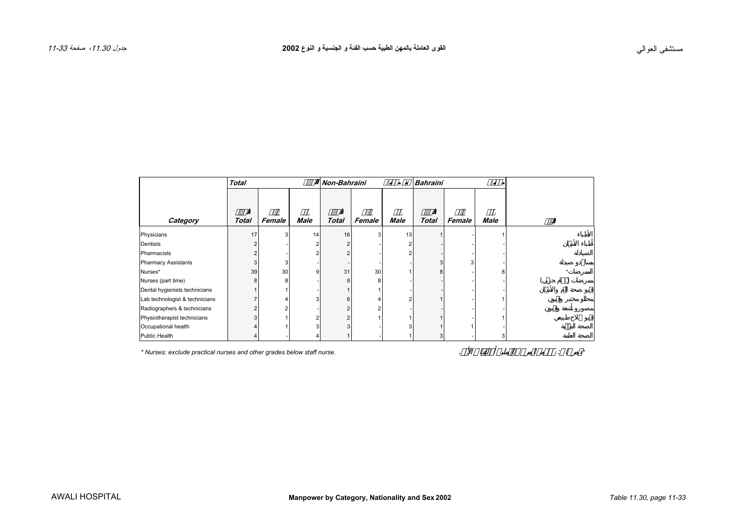# مستشفى العوالي

## القوى العاملة بالمهن الطبية حسب الفئة و الجنسية و النوع 2002

جدول 11.30، صفحة 33-11

| | Total | | | Non-Bahraini | | | Bahraini | | | |
|---|---|---|---|---|---|---|---|---|---|---|
| Category | Total | Female | Male | Total | Female | Male | Total | Female | Male | |
| Physicians | 17 | 3 | 14 | 16 | 3 | 13 | 1 | - | 1 | الأطباء |
| Dentists | 2 | - | 2 | 2 | - | 2 | - | - | - | أطباء الأسنان |
| Pharmacists | 2 | - | 2 | 2 | - | 2 | - | - | - | الصيادلة |
| Pharmacy Assistants | 3 | 3 | - | - | - | - | 3 | 3 | - | مساعدو صيدلة |
| Nurses* | 39 | 30 | 9 | 31 | 30 | 1 | 8 | - | 8 | الممرضات* |
| Nurses (part time) | 8 | 8 | - | 8 | 8 | - | - | - | - | ممرضات (دوام جزئي) |
| Dental hygienists technicians | 1 | 1 | - | 1 | 1 | - | - | - | - | فنيو صحة الفم والأسنان |
| Lab technologist & technicians | 7 | 4 | 3 | 6 | 4 | 2 | 1 | - | 1 | محللو مختبر وفنيون |
| Radiographers & technicians | 2 | 2 | - | 2 | 2 | - | - | - | - | مصورو أشعة وفنيون |
| Physiotherapist technicians | 3 | 1 | 2 | 2 | 1 | 1 | 1 | - | 1 | فنيو علاج طبيعي |
| Occupational health | 4 | 1 | 3 | 3 | - | 3 | 1 | 1 | - | الصحة المهنية |
| Public Health | 4 | - | 4 | 1 | - | 1 | 3 | - | 3 | الصحة العامة |

*\* Nurses: exclude practical nurses and other grades below staff nurse.*

AWALI HOSPITAL

**Manpower by Category, Nationality and Sex 2002**

*Table 11.30, page 11-33*